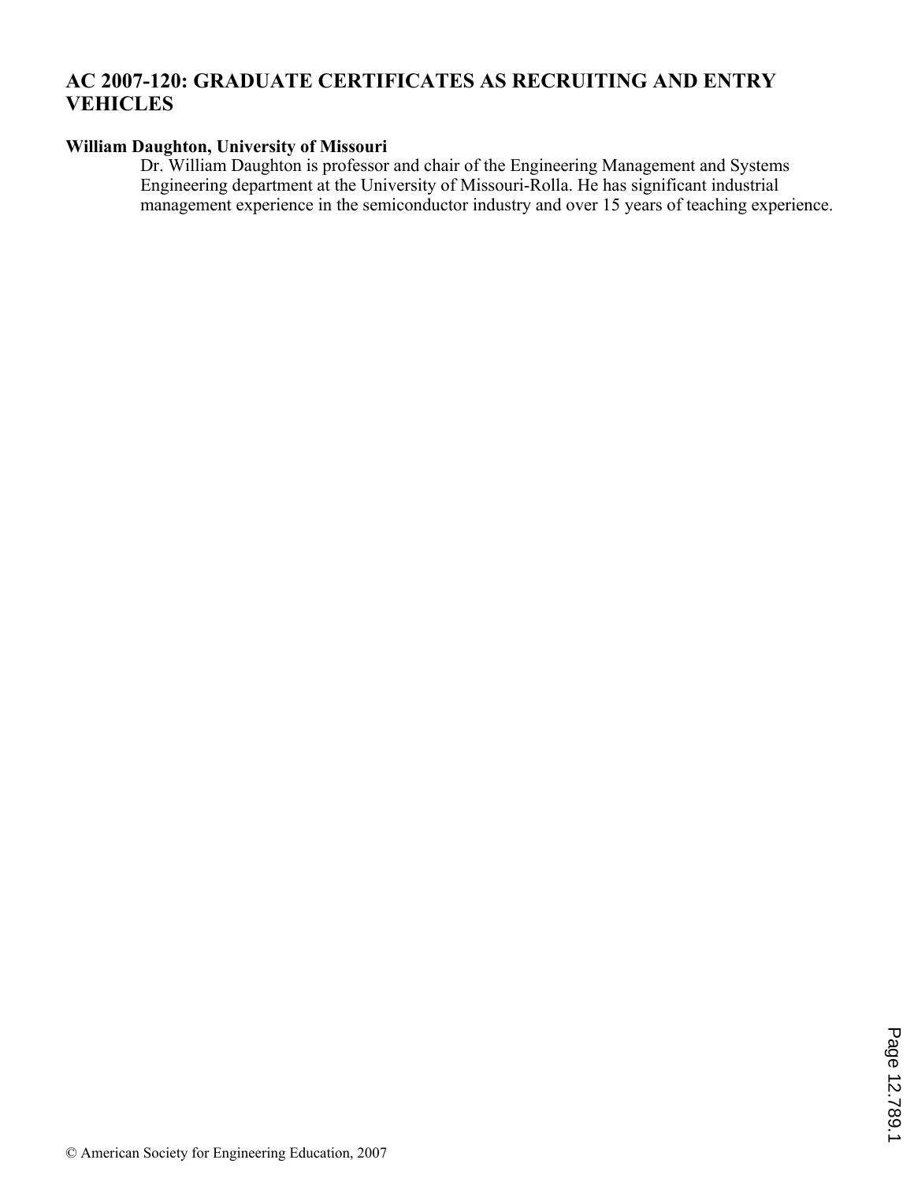# AC 2007-120: GRADUATE CERTIFICATES AS RECRUITING AND ENTRY VEHICLES

**William Daughton, University of Missouri**

Dr. William Daughton is professor and chair of the Engineering Management and Systems Engineering department at the University of Missouri-Rolla. He has significant industrial management experience in the semiconductor industry and over 15 years of teaching experience.

© American Society for Engineering Education, 2007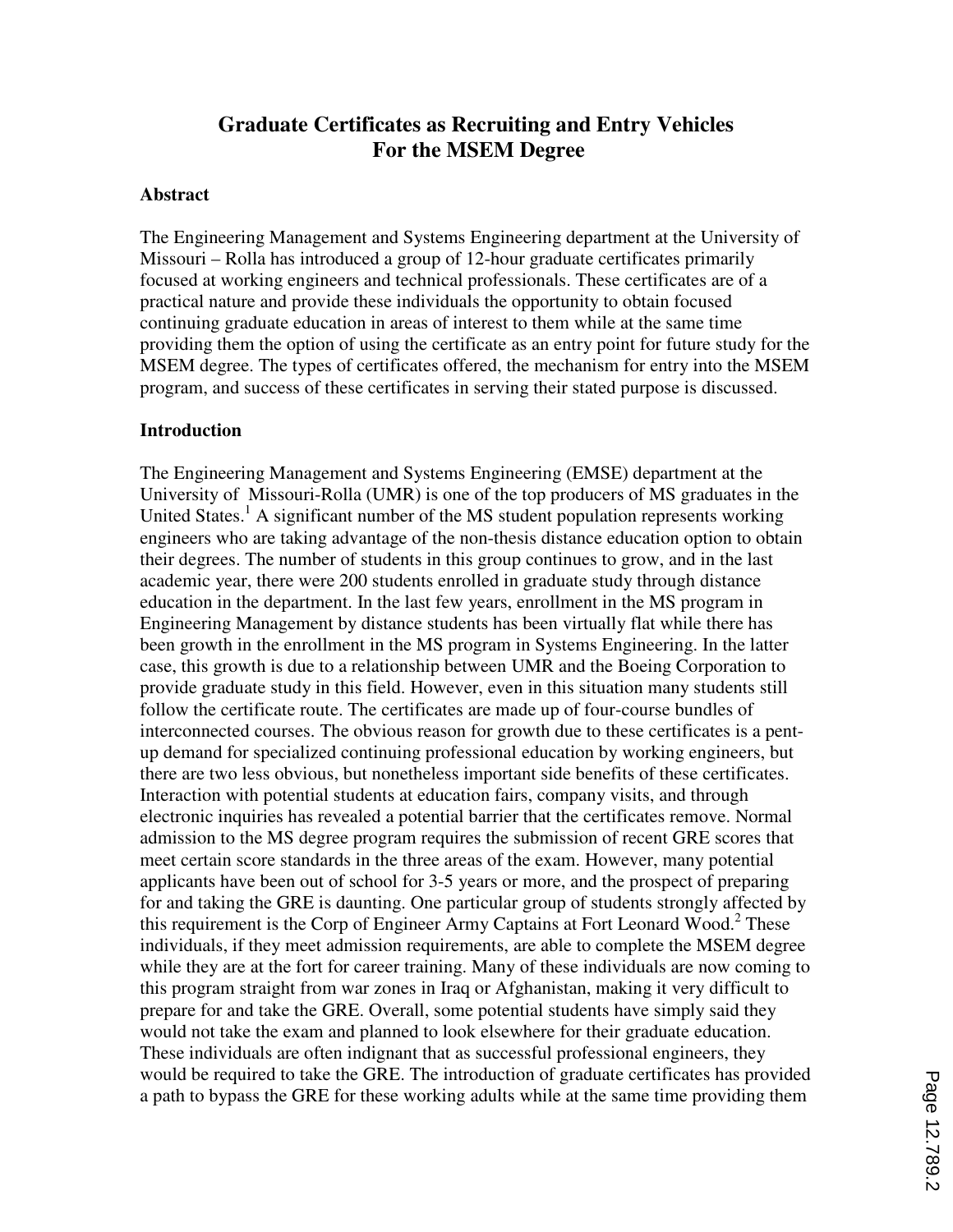# Graduate Certificates as Recruiting and Entry Vehicles For the MSEM Degree

## Abstract

The Engineering Management and Systems Engineering department at the University of Missouri – Rolla has introduced a group of 12-hour graduate certificates primarily focused at working engineers and technical professionals. These certificates are of a practical nature and provide these individuals the opportunity to obtain focused continuing graduate education in areas of interest to them while at the same time providing them the option of using the certificate as an entry point for future study for the MSEM degree. The types of certificates offered, the mechanism for entry into the MSEM program, and success of these certificates in serving their stated purpose is discussed.

## Introduction

The Engineering Management and Systems Engineering (EMSE) department at the University of Missouri-Rolla (UMR) is one of the top producers of MS graduates in the United States.[1] A significant number of the MS student population represents working engineers who are taking advantage of the non-thesis distance education option to obtain their degrees. The number of students in this group continues to grow, and in the last academic year, there were 200 students enrolled in graduate study through distance education in the department. In the last few years, enrollment in the MS program in Engineering Management by distance students has been virtually flat while there has been growth in the enrollment in the MS program in Systems Engineering. In the latter case, this growth is due to a relationship between UMR and the Boeing Corporation to provide graduate study in this field. However, even in this situation many students still follow the certificate route. The certificates are made up of four-course bundles of interconnected courses. The obvious reason for growth due to these certificates is a pent-up demand for specialized continuing professional education by working engineers, but there are two less obvious, but nonetheless important side benefits of these certificates. Interaction with potential students at education fairs, company visits, and through electronic inquiries has revealed a potential barrier that the certificates remove. Normal admission to the MS degree program requires the submission of recent GRE scores that meet certain score standards in the three areas of the exam. However, many potential applicants have been out of school for 3-5 years or more, and the prospect of preparing for and taking the GRE is daunting. One particular group of students strongly affected by this requirement is the Corp of Engineer Army Captains at Fort Leonard Wood.[2] These individuals, if they meet admission requirements, are able to complete the MSEM degree while they are at the fort for career training. Many of these individuals are now coming to this program straight from war zones in Iraq or Afghanistan, making it very difficult to prepare for and take the GRE. Overall, some potential students have simply said they would not take the exam and planned to look elsewhere for their graduate education. These individuals are often indignant that as successful professional engineers, they would be required to take the GRE. The introduction of graduate certificates has provided a path to bypass the GRE for these working adults while at the same time providing them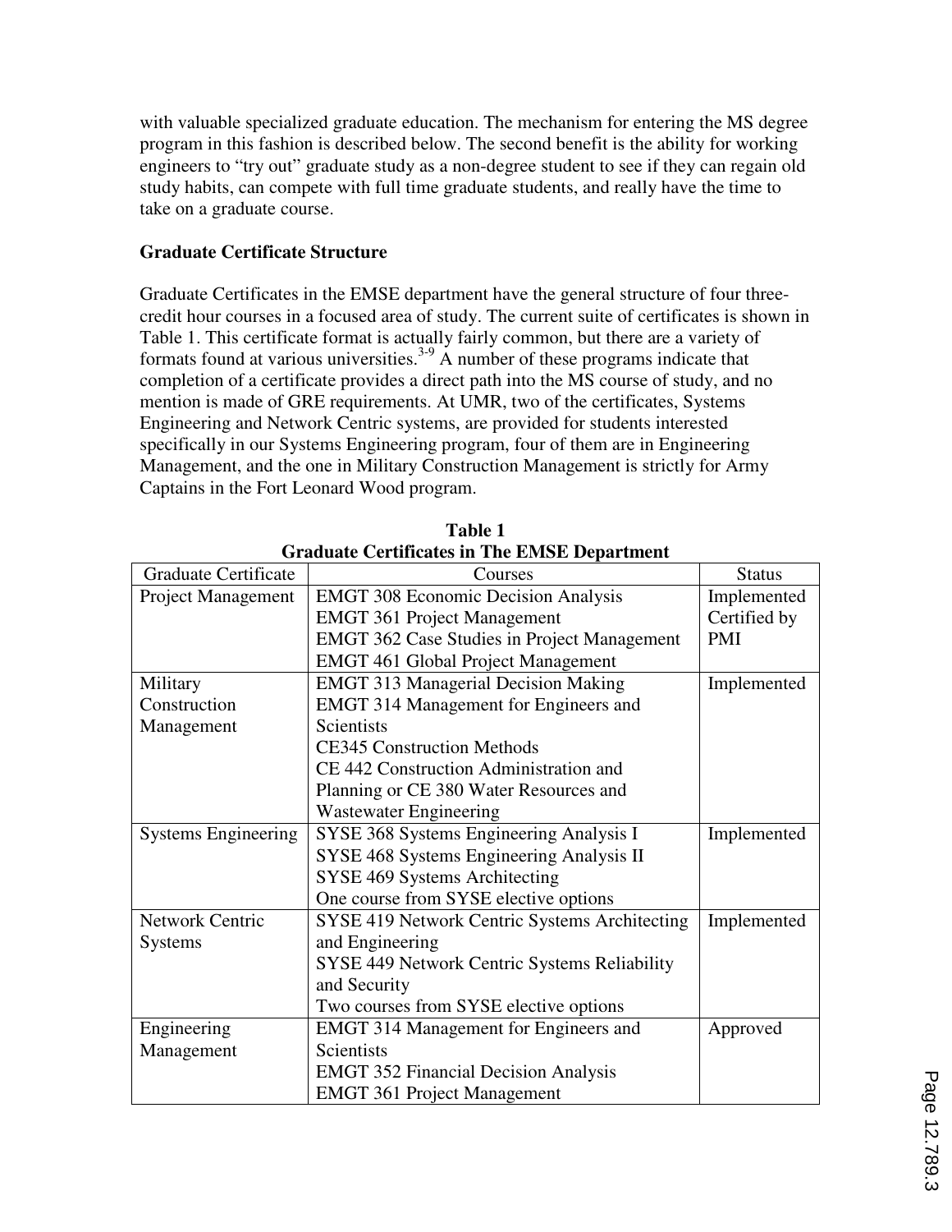with valuable specialized graduate education. The mechanism for entering the MS degree program in this fashion is described below. The second benefit is the ability for working engineers to "try out" graduate study as a non-degree student to see if they can regain old study habits, can compete with full time graduate students, and really have the time to take on a graduate course.

**Graduate Certificate Structure**

Graduate Certificates in the EMSE department have the general structure of four three-credit hour courses in a focused area of study. The current suite of certificates is shown in Table 1. This certificate format is actually fairly common, but there are a variety of formats found at various universities.[3-9] A number of these programs indicate that completion of a certificate provides a direct path into the MS course of study, and no mention is made of GRE requirements. At UMR, two of the certificates, Systems Engineering and Network Centric systems, are provided for students interested specifically in our Systems Engineering program, four of them are in Engineering Management, and the one in Military Construction Management is strictly for Army Captains in the Fort Leonard Wood program.

**Table 1**
**Graduate Certificates in The EMSE Department**

| Graduate Certificate | Courses | Status |
|---|---|---|
| Project Management | EMGT 308 Economic Decision Analysis<br>EMGT 361 Project Management<br>EMGT 362 Case Studies in Project Management<br>EMGT 461 Global Project Management | Implemented<br>Certified by PMI |
| Military Construction Management | EMGT 313 Managerial Decision Making<br>EMGT 314 Management for Engineers and Scientists<br>CE345 Construction Methods<br>CE 442 Construction Administration and Planning or CE 380 Water Resources and Wastewater Engineering | Implemented |
| Systems Engineering | SYSE 368 Systems Engineering Analysis I<br>SYSE 468 Systems Engineering Analysis II<br>SYSE 469 Systems Architecting<br>One course from SYSE elective options | Implemented |
| Network Centric Systems | SYSE 419 Network Centric Systems Architecting and Engineering<br>SYSE 449 Network Centric Systems Reliability and Security<br>Two courses from SYSE elective options | Implemented |
| Engineering Management | EMGT 314 Management for Engineers and Scientists<br>EMGT 352 Financial Decision Analysis<br>EMGT 361 Project Management | Approved |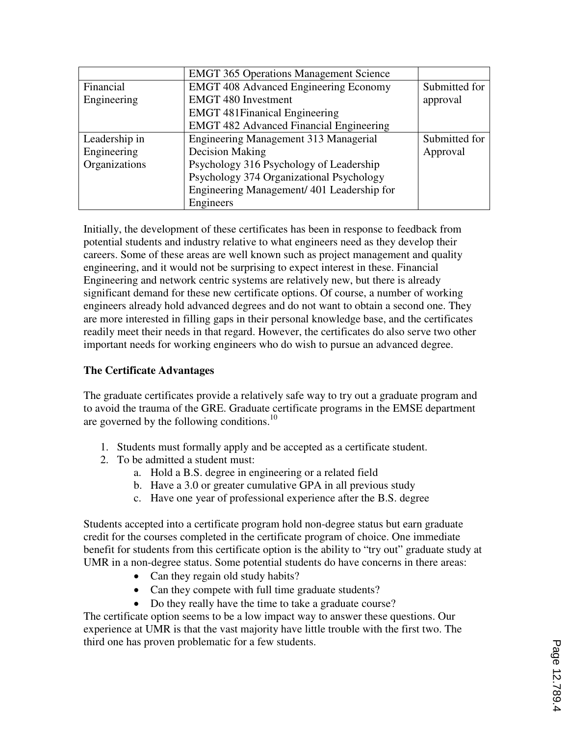| | | |
|---|---|---|
| | EMGT 365 Operations Management Science | |
| Financial Engineering | EMGT 408 Advanced Engineering Economy<br>EMGT 480 Investment<br>EMGT 481Finanical Engineering<br>EMGT 482 Advanced Financial Engineering | Submitted for approval |
| Leadership in Engineering Organizations | Engineering Management 313 Managerial Decision Making<br>Psychology 316 Psychology of Leadership<br>Psychology 374 Organizational Psychology<br>Engineering Management/ 401 Leadership for Engineers | Submitted for Approval |

Initially, the development of these certificates has been in response to feedback from potential students and industry relative to what engineers need as they develop their careers. Some of these areas are well known such as project management and quality engineering, and it would not be surprising to expect interest in these. Financial Engineering and network centric systems are relatively new, but there is already significant demand for these new certificate options. Of course, a number of working engineers already hold advanced degrees and do not want to obtain a second one. They are more interested in filling gaps in their personal knowledge base, and the certificates readily meet their needs in that regard. However, the certificates do also serve two other important needs for working engineers who do wish to pursue an advanced degree.

**The Certificate Advantages**

The graduate certificates provide a relatively safe way to try out a graduate program and to avoid the trauma of the GRE. Graduate certificate programs in the EMSE department are governed by the following conditions.[10]

1. Students must formally apply and be accepted as a certificate student.
2. To be admitted a student must:
    a. Hold a B.S. degree in engineering or a related field
    b. Have a 3.0 or greater cumulative GPA in all previous study
    c. Have one year of professional experience after the B.S. degree

Students accepted into a certificate program hold non-degree status but earn graduate credit for the courses completed in the certificate program of choice. One immediate benefit for students from this certificate option is the ability to "try out" graduate study at UMR in a non-degree status. Some potential students do have concerns in there areas:

- Can they regain old study habits?
- Can they compete with full time graduate students?
- Do they really have the time to take a graduate course?

The certificate option seems to be a low impact way to answer these questions. Our experience at UMR is that the vast majority have little trouble with the first two. The third one has proven problematic for a few students.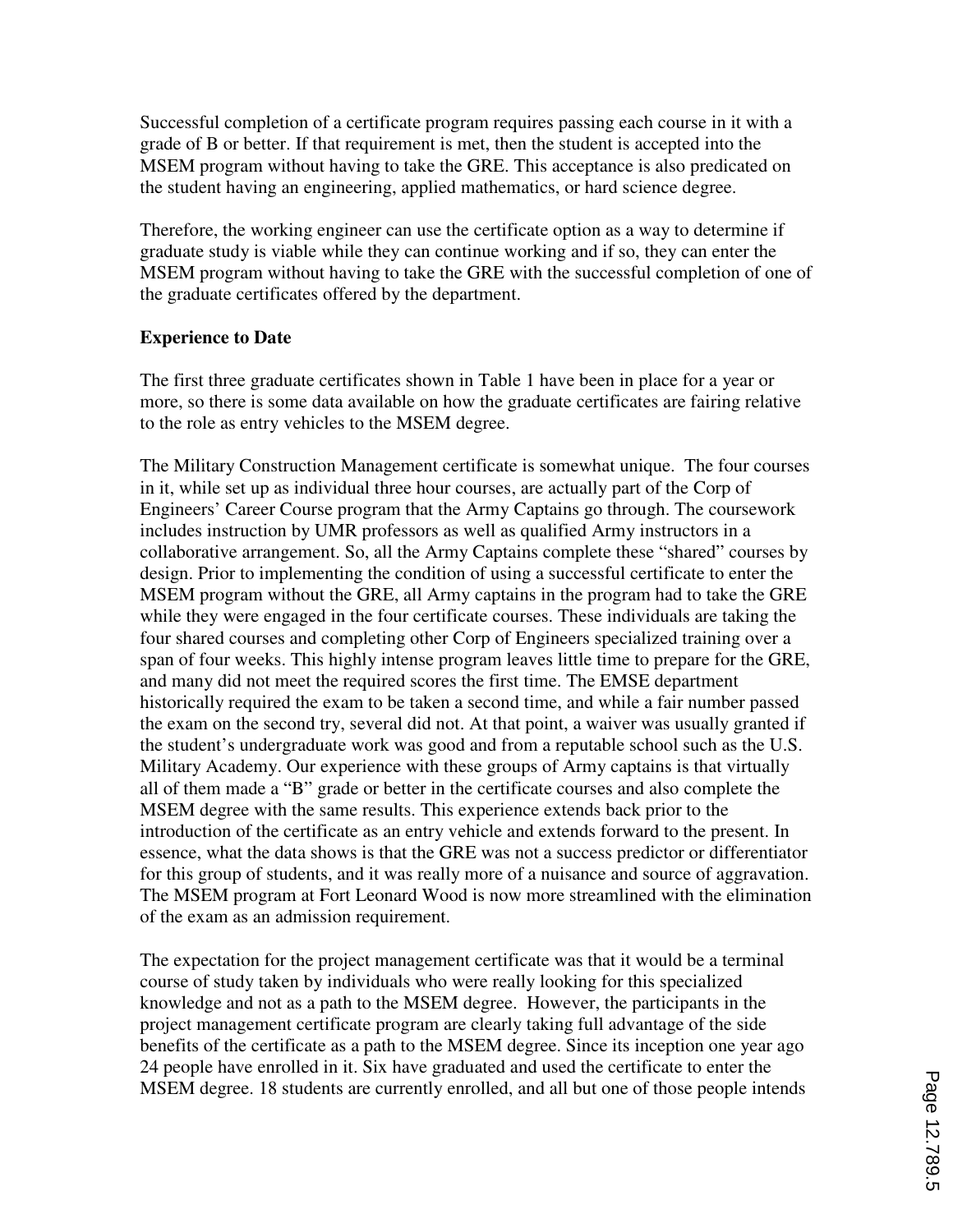Successful completion of a certificate program requires passing each course in it with a grade of B or better. If that requirement is met, then the student is accepted into the MSEM program without having to take the GRE. This acceptance is also predicated on the student having an engineering, applied mathematics, or hard science degree.

Therefore, the working engineer can use the certificate option as a way to determine if graduate study is viable while they can continue working and if so, they can enter the MSEM program without having to take the GRE with the successful completion of one of the graduate certificates offered by the department.

**Experience to Date**

The first three graduate certificates shown in Table 1 have been in place for a year or more, so there is some data available on how the graduate certificates are fairing relative to the role as entry vehicles to the MSEM degree.

The Military Construction Management certificate is somewhat unique. The four courses in it, while set up as individual three hour courses, are actually part of the Corp of Engineers' Career Course program that the Army Captains go through. The coursework includes instruction by UMR professors as well as qualified Army instructors in a collaborative arrangement. So, all the Army Captains complete these "shared" courses by design. Prior to implementing the condition of using a successful certificate to enter the MSEM program without the GRE, all Army captains in the program had to take the GRE while they were engaged in the four certificate courses. These individuals are taking the four shared courses and completing other Corp of Engineers specialized training over a span of four weeks. This highly intense program leaves little time to prepare for the GRE, and many did not meet the required scores the first time. The EMSE department historically required the exam to be taken a second time, and while a fair number passed the exam on the second try, several did not. At that point, a waiver was usually granted if the student's undergraduate work was good and from a reputable school such as the U.S. Military Academy. Our experience with these groups of Army captains is that virtually all of them made a "B" grade or better in the certificate courses and also complete the MSEM degree with the same results. This experience extends back prior to the introduction of the certificate as an entry vehicle and extends forward to the present. In essence, what the data shows is that the GRE was not a success predictor or differentiator for this group of students, and it was really more of a nuisance and source of aggravation. The MSEM program at Fort Leonard Wood is now more streamlined with the elimination of the exam as an admission requirement.

The expectation for the project management certificate was that it would be a terminal course of study taken by individuals who were really looking for this specialized knowledge and not as a path to the MSEM degree. However, the participants in the project management certificate program are clearly taking full advantage of the side benefits of the certificate as a path to the MSEM degree. Since its inception one year ago 24 people have enrolled in it. Six have graduated and used the certificate to enter the MSEM degree. 18 students are currently enrolled, and all but one of those people intends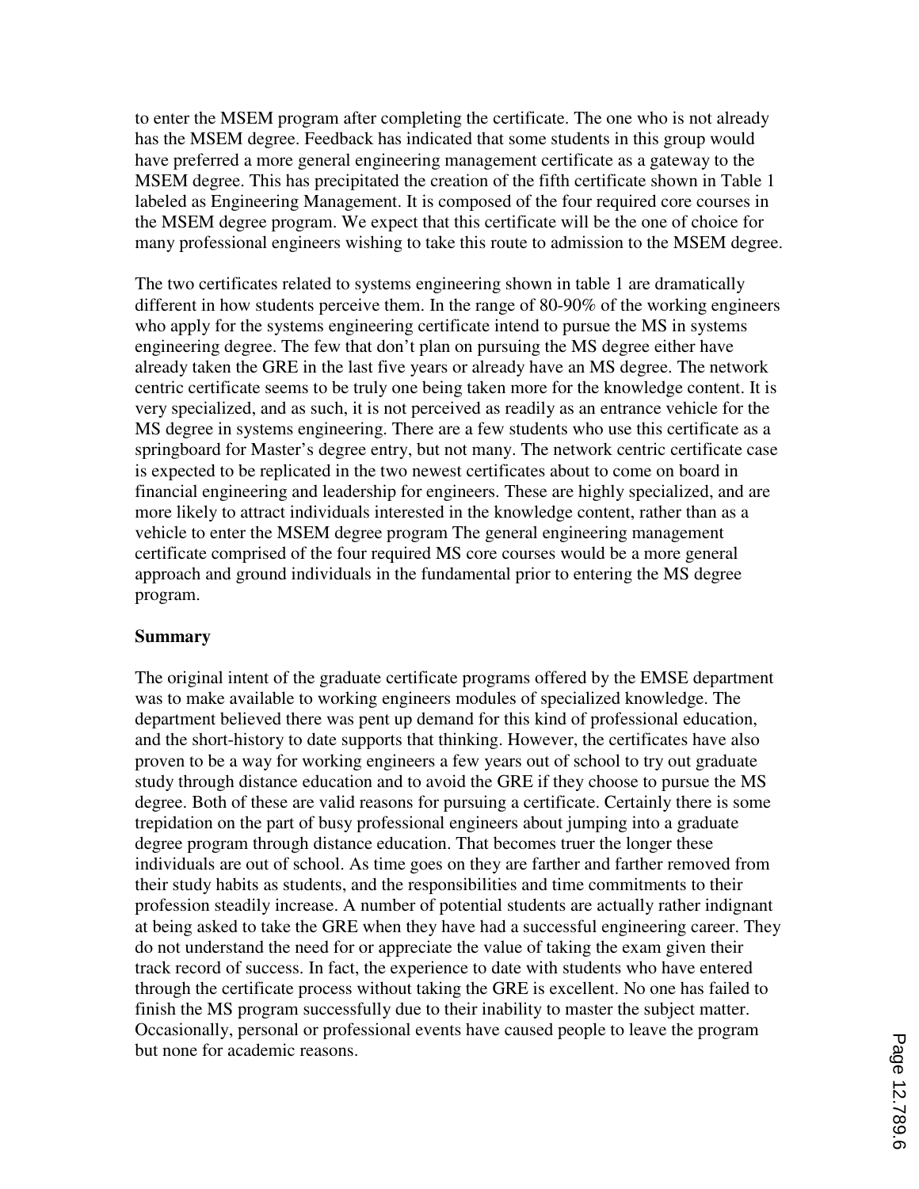to enter the MSEM program after completing the certificate. The one who is not already has the MSEM degree. Feedback has indicated that some students in this group would have preferred a more general engineering management certificate as a gateway to the MSEM degree. This has precipitated the creation of the fifth certificate shown in Table 1 labeled as Engineering Management. It is composed of the four required core courses in the MSEM degree program. We expect that this certificate will be the one of choice for many professional engineers wishing to take this route to admission to the MSEM degree.

The two certificates related to systems engineering shown in table 1 are dramatically different in how students perceive them. In the range of 80-90% of the working engineers who apply for the systems engineering certificate intend to pursue the MS in systems engineering degree. The few that don't plan on pursuing the MS degree either have already taken the GRE in the last five years or already have an MS degree. The network centric certificate seems to be truly one being taken more for the knowledge content. It is very specialized, and as such, it is not perceived as readily as an entrance vehicle for the MS degree in systems engineering. There are a few students who use this certificate as a springboard for Master's degree entry, but not many. The network centric certificate case is expected to be replicated in the two newest certificates about to come on board in financial engineering and leadership for engineers. These are highly specialized, and are more likely to attract individuals interested in the knowledge content, rather than as a vehicle to enter the MSEM degree program The general engineering management certificate comprised of the four required MS core courses would be a more general approach and ground individuals in the fundamental prior to entering the MS degree program.

**Summary**

The original intent of the graduate certificate programs offered by the EMSE department was to make available to working engineers modules of specialized knowledge. The department believed there was pent up demand for this kind of professional education, and the short-history to date supports that thinking. However, the certificates have also proven to be a way for working engineers a few years out of school to try out graduate study through distance education and to avoid the GRE if they choose to pursue the MS degree. Both of these are valid reasons for pursuing a certificate. Certainly there is some trepidation on the part of busy professional engineers about jumping into a graduate degree program through distance education. That becomes truer the longer these individuals are out of school. As time goes on they are farther and farther removed from their study habits as students, and the responsibilities and time commitments to their profession steadily increase. A number of potential students are actually rather indignant at being asked to take the GRE when they have had a successful engineering career. They do not understand the need for or appreciate the value of taking the exam given their track record of success. In fact, the experience to date with students who have entered through the certificate process without taking the GRE is excellent. No one has failed to finish the MS program successfully due to their inability to master the subject matter. Occasionally, personal or professional events have caused people to leave the program but none for academic reasons.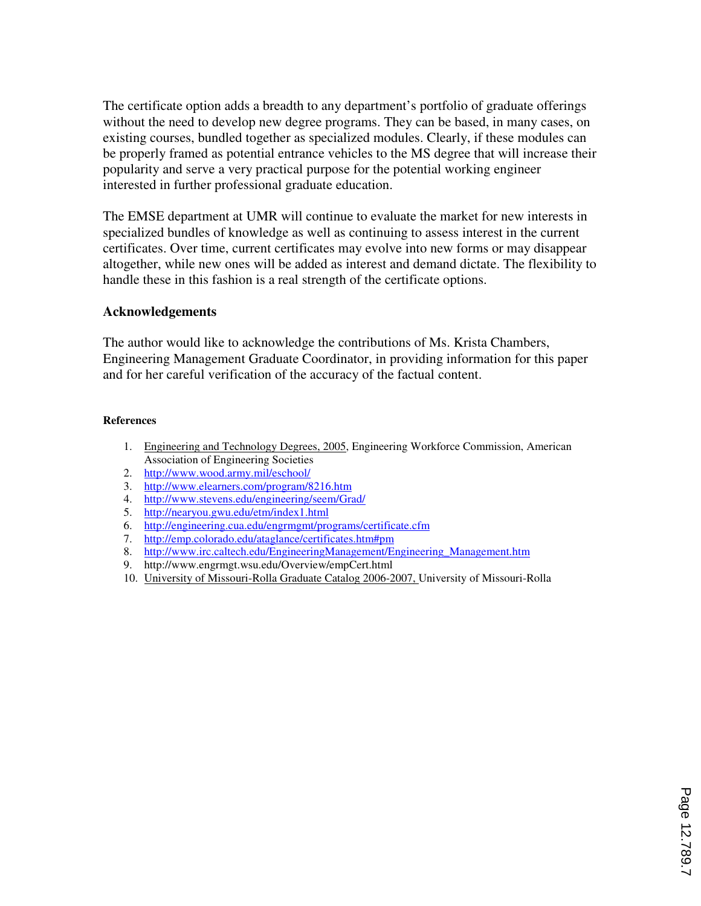The certificate option adds a breadth to any department's portfolio of graduate offerings without the need to develop new degree programs. They can be based, in many cases, on existing courses, bundled together as specialized modules. Clearly, if these modules can be properly framed as potential entrance vehicles to the MS degree that will increase their popularity and serve a very practical purpose for the potential working engineer interested in further professional graduate education.

The EMSE department at UMR will continue to evaluate the market for new interests in specialized bundles of knowledge as well as continuing to assess interest in the current certificates. Over time, current certificates may evolve into new forms or may disappear altogether, while new ones will be added as interest and demand dictate. The flexibility to handle these in this fashion is a real strength of the certificate options.

### Acknowledgements

The author would like to acknowledge the contributions of Ms. Krista Chambers, Engineering Management Graduate Coordinator, in providing information for this paper and for her careful verification of the accuracy of the factual content.

#### References

1. Engineering and Technology Degrees, 2005, Engineering Workforce Commission, American Association of Engineering Societies
2. http://www.wood.army.mil/eschool/
3. http://www.elearners.com/program/8216.htm
4. http://www.stevens.edu/engineering/seem/Grad/
5. http://nearyou.gwu.edu/etm/index1.html
6. http://engineering.cua.edu/engrmgmt/programs/certificate.cfm
7. http://emp.colorado.edu/ataglance/certificates.htm#pm
8. http://www.irc.caltech.edu/EngineeringManagement/Engineering_Management.htm
9. http://www.engrmgt.wsu.edu/Overview/empCert.html
10. University of Missouri-Rolla Graduate Catalog 2006-2007, University of Missouri-Rolla